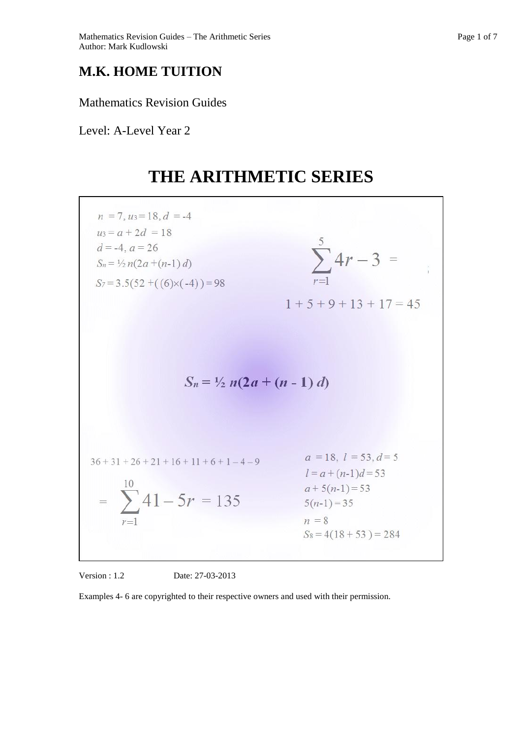# M.K. HOME TUITION

Mathematics Revision Guides

Level: A-Level Year 2

# THE ARITHMETIC SERIES

$n = 7, u_3 = 18, d = -4$

$u_3 = a + 2d = 18$

$d = -4, a = 26$

$S_n = ½ n(2a + (n-1) d)$

$S_7 = 3.5(52 + ((6)\times(-4))) = 98$

$$\sum_{r=1}^{5} 4r - 3 =$$

$1 + 5 + 9 + 13 + 17 = 45$

$$S_n = ½ n(2a + (n - 1) d)$$

$36 + 31 + 26 + 21 + 16 + 11 + 6 + 1 - 4 - 9$

$$= \sum_{r=1}^{10} 41 - 5r = 135$$

$a = 18, l = 53, d = 5$

$l = a + (n-1)d = 53$

$a + 5(n-1) = 53$

$5(n-1) = 35$

$n = 8$

$S_8 = 4(18 + 53) = 284$

Version : 1.2 Date: 27-03-2013

Examples 4- 6 are copyrighted to their respective owners and used with their permission.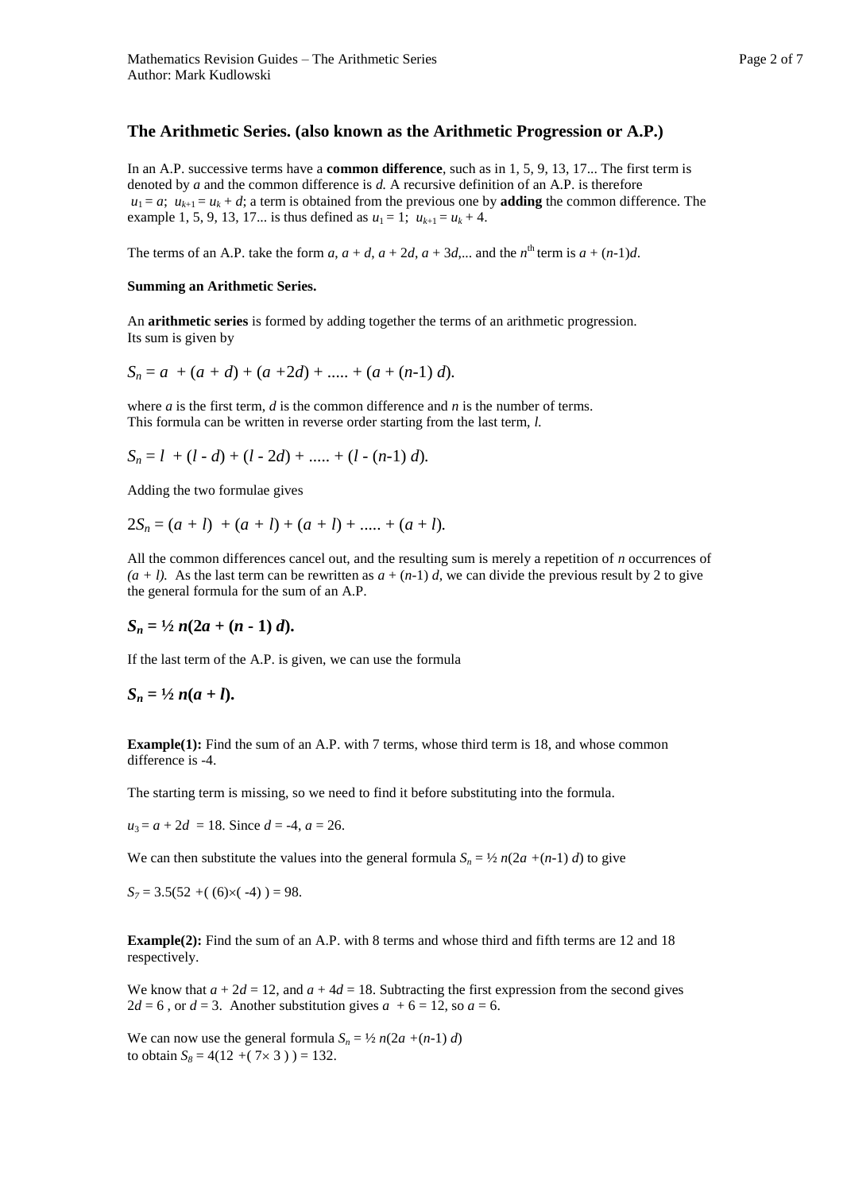## The Arithmetic Series. (also known as the Arithmetic Progression or A.P.)

In an A.P. successive terms have a **common difference**, such as in 1, 5, 9, 13, 17... The first term is denoted by $a$ and the common difference is $d$. A recursive definition of an A.P. is therefore $u_1 = a$; $u_{k+1} = u_k + d$; a term is obtained from the previous one by **adding** the common difference. The example 1, 5, 9, 13, 17... is thus defined as $u_1 = 1$; $u_{k+1} = u_k + 4$.

The terms of an A.P. take the form $a, a + d, a + 2d, a + 3d, \ldots$ and the $n^{\text{th}}$ term is $a + (n-1)d$.

**Summing an Arithmetic Series.**

An **arithmetic series** is formed by adding together the terms of an arithmetic progression.
Its sum is given by

$$S_n = a + (a + d) + (a + 2d) + \ldots + (a + (n-1)\,d).$$

where $a$ is the first term, $d$ is the common difference and $n$ is the number of terms.
This formula can be written in reverse order starting from the last term, $l$.

$$S_n = l + (l - d) + (l - 2d) + \ldots + (l - (n-1)\,d).$$

Adding the two formulae gives

$$2S_n = (a + l) + (a + l) + (a + l) + \ldots + (a + l).$$

All the common differences cancel out, and the resulting sum is merely a repetition of $n$ occurrences of $(a + l)$. As the last term can be rewritten as $a + (n-1)\,d$, we can divide the previous result by 2 to give the general formula for the sum of an A.P.

$$\boldsymbol{S_n = \tfrac{1}{2}\, n(2a + (n - 1)\, d).}$$

If the last term of the A.P. is given, we can use the formula

$$\boldsymbol{S_n = \tfrac{1}{2}\, n(a + l).}$$

**Example(1):** Find the sum of an A.P. with 7 terms, whose third term is 18, and whose common difference is -4.

The starting term is missing, so we need to find it before substituting into the formula.

$u_3 = a + 2d = 18$. Since $d = -4$, $a = 26$.

We can then substitute the values into the general formula $S_n = \frac{1}{2}\, n(2a + (n-1)\, d)$ to give

$S_7 = 3.5(52 + ((6)\times(-4))) = 98.$

**Example(2):** Find the sum of an A.P. with 8 terms and whose third and fifth terms are 12 and 18 respectively.

We know that $a + 2d = 12$, and $a + 4d = 18$. Subtracting the first expression from the second gives $2d = 6$, or $d = 3$. Another substitution gives $a + 6 = 12$, so $a = 6$.

We can now use the general formula $S_n = \frac{1}{2}\, n(2a + (n-1)\, d)$
to obtain $S_8 = 4(12 + (7\times 3)) = 132.$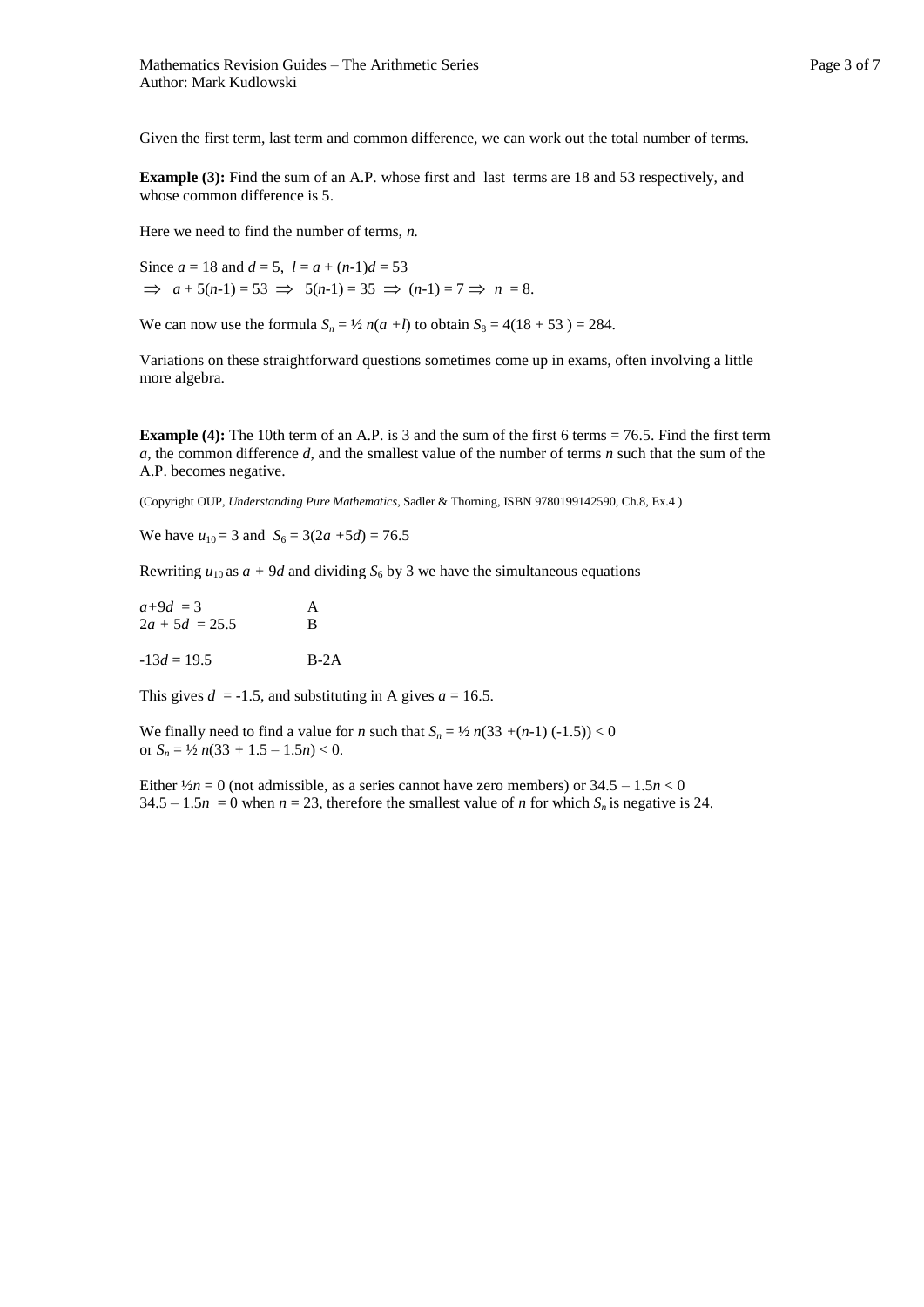Given the first term, last term and common difference, we can work out the total number of terms.

**Example (3):** Find the sum of an A.P. whose first and last terms are 18 and 53 respectively, and whose common difference is 5.

Here we need to find the number of terms, *n.*

Since $a = 18$ and $d = 5$, $l = a + (n\text{-}1)d = 53$
$\Rightarrow\ a + 5(n\text{-}1) = 53 \Rightarrow\ 5(n\text{-}1) = 35 \Rightarrow (n\text{-}1) = 7 \Rightarrow\ n = 8.$

We can now use the formula $S_n = ½\, n(a + l)$ to obtain $S_8 = 4(18 + 53) = 284$.

Variations on these straightforward questions sometimes come up in exams, often involving a little more algebra.

**Example (4):** The 10th term of an A.P. is 3 and the sum of the first 6 terms = 76.5. Find the first term *a*, the common difference *d*, and the smallest value of the number of terms *n* such that the sum of the A.P. becomes negative.

(Copyright OUP, *Understanding Pure Mathematics*, Sadler & Thorning, ISBN 9780199142590, Ch.8, Ex.4 )

We have $u_{10} = 3$ and $S_6 = 3(2a + 5d) = 76.5$

Rewriting $u_{10}$ as $a + 9d$ and dividing $S_6$ by 3 we have the simultaneous equations

$a + 9d = 3$ A
$2a + 5d = 25.5$ B

$-13d = 19.5$ B-2A

This gives $d = -1.5$, and substituting in A gives $a = 16.5$.

We finally need to find a value for *n* such that $S_n = ½\, n(33 + (n\text{-}1)(-1.5)) < 0$
or $S_n = ½\, n(33 + 1.5 - 1.5n) < 0$.

Either $½n = 0$ (not admissible, as a series cannot have zero members) or $34.5 - 1.5n < 0$
$34.5 - 1.5n = 0$ when $n = 23$, therefore the smallest value of *n* for which $S_n$ is negative is 24.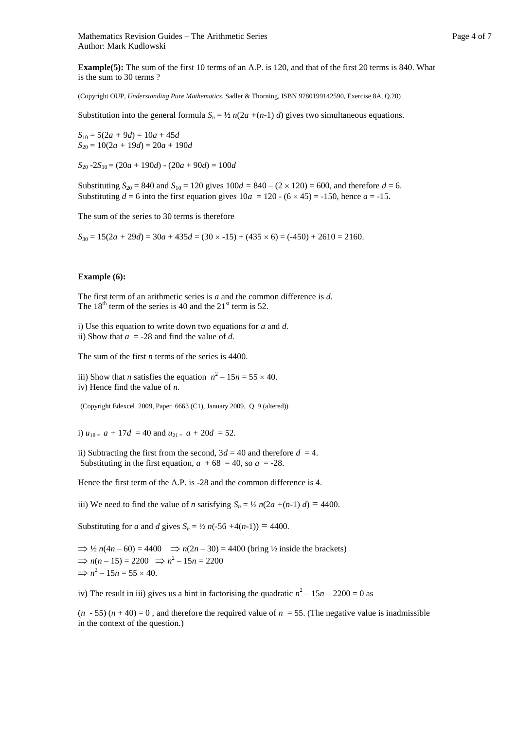**Example(5):** The sum of the first 10 terms of an A.P. is 120, and that of the first 20 terms is 840. What is the sum to 30 terms ?

(Copyright OUP, *Understanding Pure Mathematics*, Sadler & Thorning, ISBN 9780199142590, Exercise 8A, Q.20)

Substitution into the general formula $S_n = ½\, n(2a + (n\text{-}1)\, d)$ gives two simultaneous equations.

$S_{10} = 5(2a + 9d) = 10a + 45d$
$S_{20} = 10(2a + 19d) = 20a + 190d$

$S_{20} - 2S_{10} = (20a + 190d) - (20a + 90d) = 100d$

Substituting $S_{20} = 840$ and $S_{10} = 120$ gives $100d = 840 - (2 \times 120) = 600$, and therefore $d = 6$.
Substituting $d = 6$ into the first equation gives $10a = 120 - (6 \times 45) = -150$, hence $a = -15$.

The sum of the series to 30 terms is therefore

$S_{30} = 15(2a + 29d) = 30a + 435d = (30 \times -15) + (435 \times 6) = (-450) + 2610 = 2160.$

**Example (6):**

The first term of an arithmetic series is $a$ and the common difference is $d$.
The 18th term of the series is 40 and the 21st term is 52.

i) Use this equation to write down two equations for $a$ and $d$.
ii) Show that $a = -28$ and find the value of $d$.

The sum of the first $n$ terms of the series is 4400.

iii) Show that $n$ satisfies the equation $n^2 - 15n = 55 \times 40$.
iv) Hence find the value of $n$.

(Copyright Edexcel 2009, Paper 6663 (C1), January 2009, Q. 9 (altered))

i) $u_{18} = a + 17d = 40$ and $u_{21} = a + 20d = 52$.

ii) Subtracting the first from the second, $3d = 40$ and therefore $d = 4$.
Substituting in the first equation, $a + 68 = 40$, so $a = -28$.

Hence the first term of the A.P. is -28 and the common difference is 4.

iii) We need to find the value of $n$ satisfying $S_n = ½\, n(2a + (n\text{-}1)\, d) = 4400$.

Substituting for $a$ and $d$ gives $S_n = ½\, n(-56 + 4(n\text{-}1)) = 4400$.

$\Rightarrow ½\, n(4n - 60) = 4400 \quad \Rightarrow n(2n - 30) = 4400$ (bring ½ inside the brackets)
$\Rightarrow n(n - 15) = 2200 \quad \Rightarrow n^2 - 15n = 2200$
$\Rightarrow n^2 - 15n = 55 \times 40.$

iv) The result in iii) gives us a hint in factorising the quadratic $n^2 - 15n - 2200 = 0$ as

$(n - 55)(n + 40) = 0$ , and therefore the required value of $n = 55$. (The negative value is inadmissible in the context of the question.)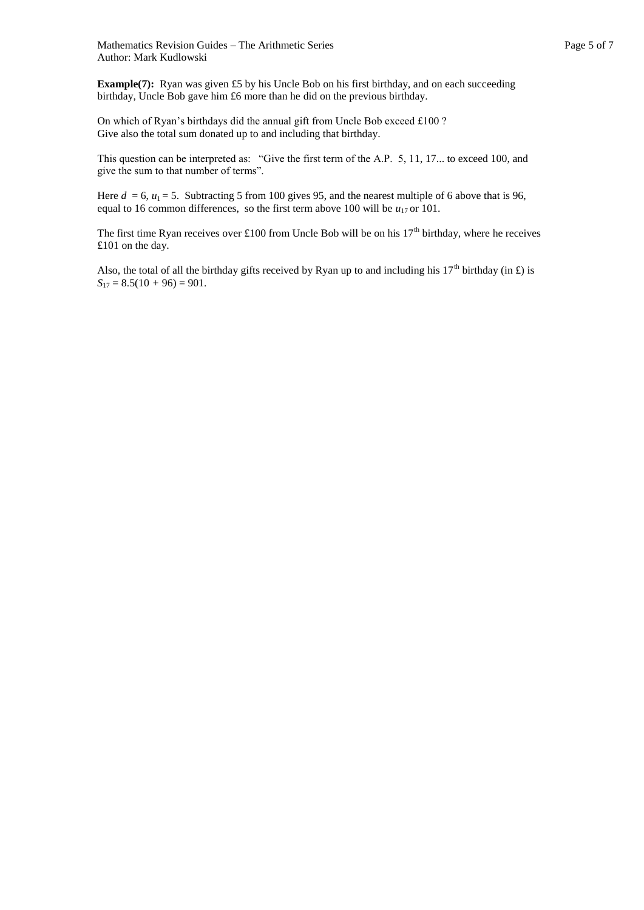**Example(7):** Ryan was given £5 by his Uncle Bob on his first birthday, and on each succeeding birthday, Uncle Bob gave him £6 more than he did on the previous birthday.

On which of Ryan's birthdays did the annual gift from Uncle Bob exceed £100 ?
Give also the total sum donated up to and including that birthday.

This question can be interpreted as: "Give the first term of the A.P. 5, 11, 17... to exceed 100, and give the sum to that number of terms".

Here $d = 6$, $u_1 = 5$. Subtracting 5 from 100 gives 95, and the nearest multiple of 6 above that is 96, equal to 16 common differences, so the first term above 100 will be $u_{17}$ or 101.

The first time Ryan receives over £100 from Uncle Bob will be on his 17th birthday, where he receives £101 on the day.

Also, the total of all the birthday gifts received by Ryan up to and including his 17th birthday (in £) is $S_{17} = 8.5(10 + 96) = 901$.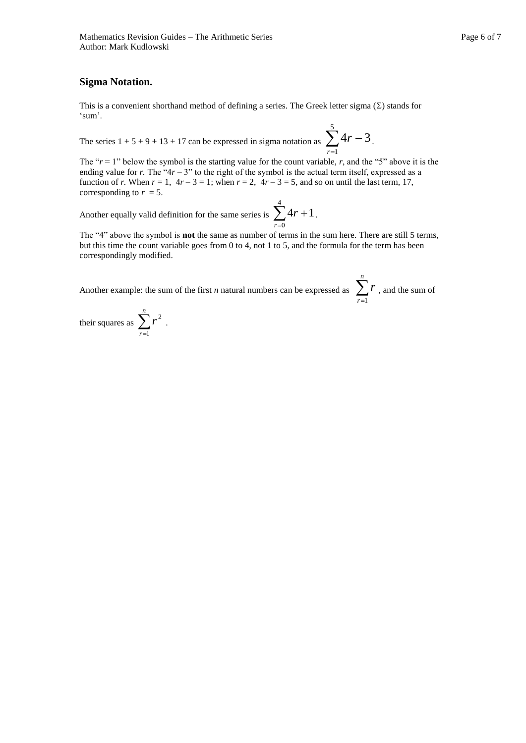## Sigma Notation.

This is a convenient shorthand method of defining a series. The Greek letter sigma ($\Sigma$) stands for 'sum'.

The series 1 + 5 + 9 + 13 + 17 can be expressed in sigma notation as $\sum_{r=1}^{5} 4r - 3$.

The "$r = 1$" below the symbol is the starting value for the count variable, $r$, and the "5" above it is the ending value for $r$. The "$4r – 3$" to the right of the symbol is the actual term itself, expressed as a function of $r$. When $r = 1$, $4r – 3 = 1$; when $r = 2$, $4r – 3 = 5$, and so on until the last term, 17, corresponding to $r = 5$.

Another equally valid definition for the same series is $\sum_{r=0}^{4} 4r + 1$.

The "4" above the symbol is **not** the same as number of terms in the sum here. There are still 5 terms, but this time the count variable goes from 0 to 4, not 1 to 5, and the formula for the term has been correspondingly modified.

Another example: the sum of the first $n$ natural numbers can be expressed as $\sum_{r=1}^{n} r$, and the sum of their squares as $\sum_{r=1}^{n} r^2$.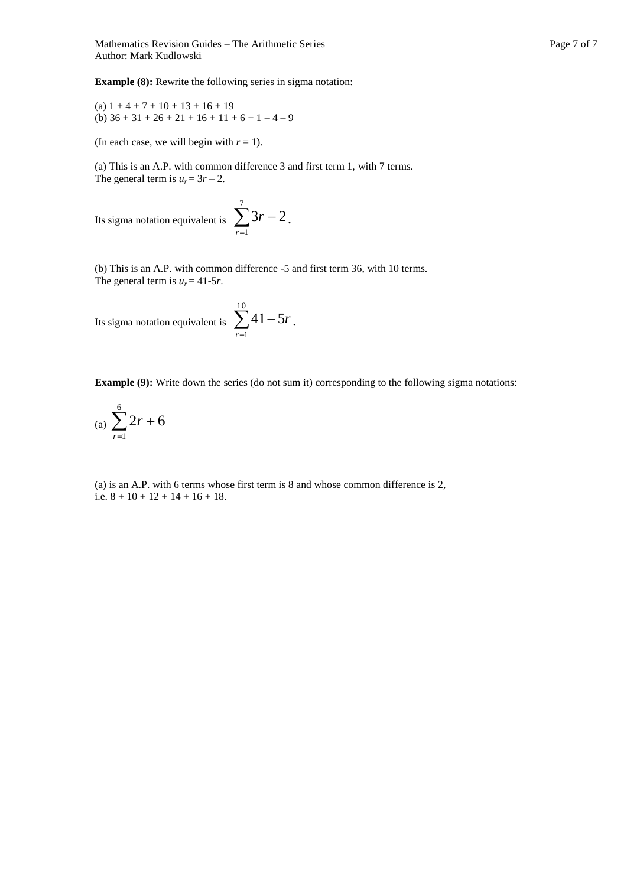**Example (8):** Rewrite the following series in sigma notation:

(a) $1 + 4 + 7 + 10 + 13 + 16 + 19$
(b) $36 + 31 + 26 + 21 + 16 + 11 + 6 + 1 - 4 - 9$

(In each case, we will begin with $r = 1$).

(a) This is an A.P. with common difference 3 and first term 1, with 7 terms.
The general term is $u_r = 3r - 2$.

Its sigma notation equivalent is $\sum_{r=1}^{7} 3r - 2$.

(b) This is an A.P. with common difference -5 and first term 36, with 10 terms.
The general term is $u_r = 41 - 5r$.

Its sigma notation equivalent is $\sum_{r=1}^{10} 41 - 5r$.

**Example (9):** Write down the series (do not sum it) corresponding to the following sigma notations:

(a) $\sum_{r=1}^{6} 2r + 6$

(a) is an A.P. with 6 terms whose first term is 8 and whose common difference is 2,
i.e. $8 + 10 + 12 + 14 + 16 + 18$.